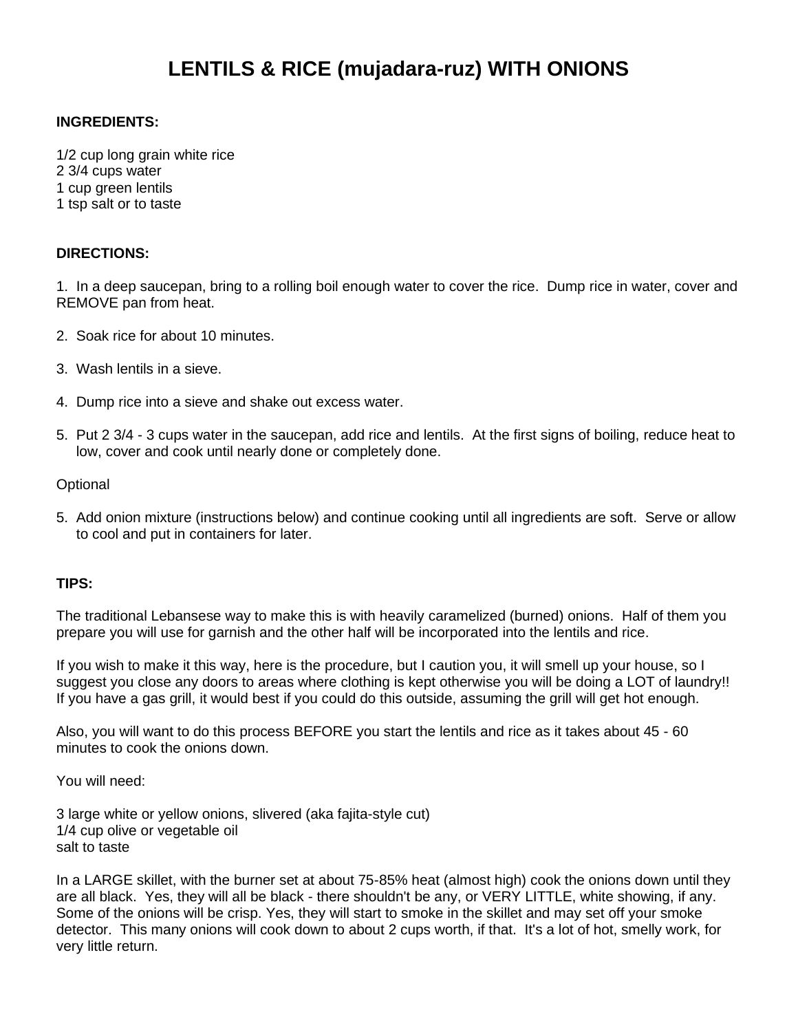# LENTILS & RICE (mujadara-ruz) WITH ONIONS

**INGREDIENTS:**

1/2 cup long grain white rice
2 3/4 cups water
1 cup green lentils
1 tsp salt or to taste

**DIRECTIONS:**

1. In a deep saucepan, bring to a rolling boil enough water to cover the rice. Dump rice in water, cover and REMOVE pan from heat.

2. Soak rice for about 10 minutes.

3. Wash lentils in a sieve.

4. Dump rice into a sieve and shake out excess water.

5. Put 2 3/4 - 3 cups water in the saucepan, add rice and lentils. At the first signs of boiling, reduce heat to low, cover and cook until nearly done or completely done.

Optional

5. Add onion mixture (instructions below) and continue cooking until all ingredients are soft. Serve or allow to cool and put in containers for later.

**TIPS:**

The traditional Lebansese way to make this is with heavily caramelized (burned) onions. Half of them you prepare you will use for garnish and the other half will be incorporated into the lentils and rice.

If you wish to make it this way, here is the procedure, but I caution you, it will smell up your house, so I suggest you close any doors to areas where clothing is kept otherwise you will be doing a LOT of laundry!! If you have a gas grill, it would best if you could do this outside, assuming the grill will get hot enough.

Also, you will want to do this process BEFORE you start the lentils and rice as it takes about 45 - 60 minutes to cook the onions down.

You will need:

3 large white or yellow onions, slivered (aka fajita-style cut)
1/4 cup olive or vegetable oil
salt to taste

In a LARGE skillet, with the burner set at about 75-85% heat (almost high) cook the onions down until they are all black. Yes, they will all be black - there shouldn't be any, or VERY LITTLE, white showing, if any. Some of the onions will be crisp. Yes, they will start to smoke in the skillet and may set off your smoke detector. This many onions will cook down to about 2 cups worth, if that. It's a lot of hot, smelly work, for very little return.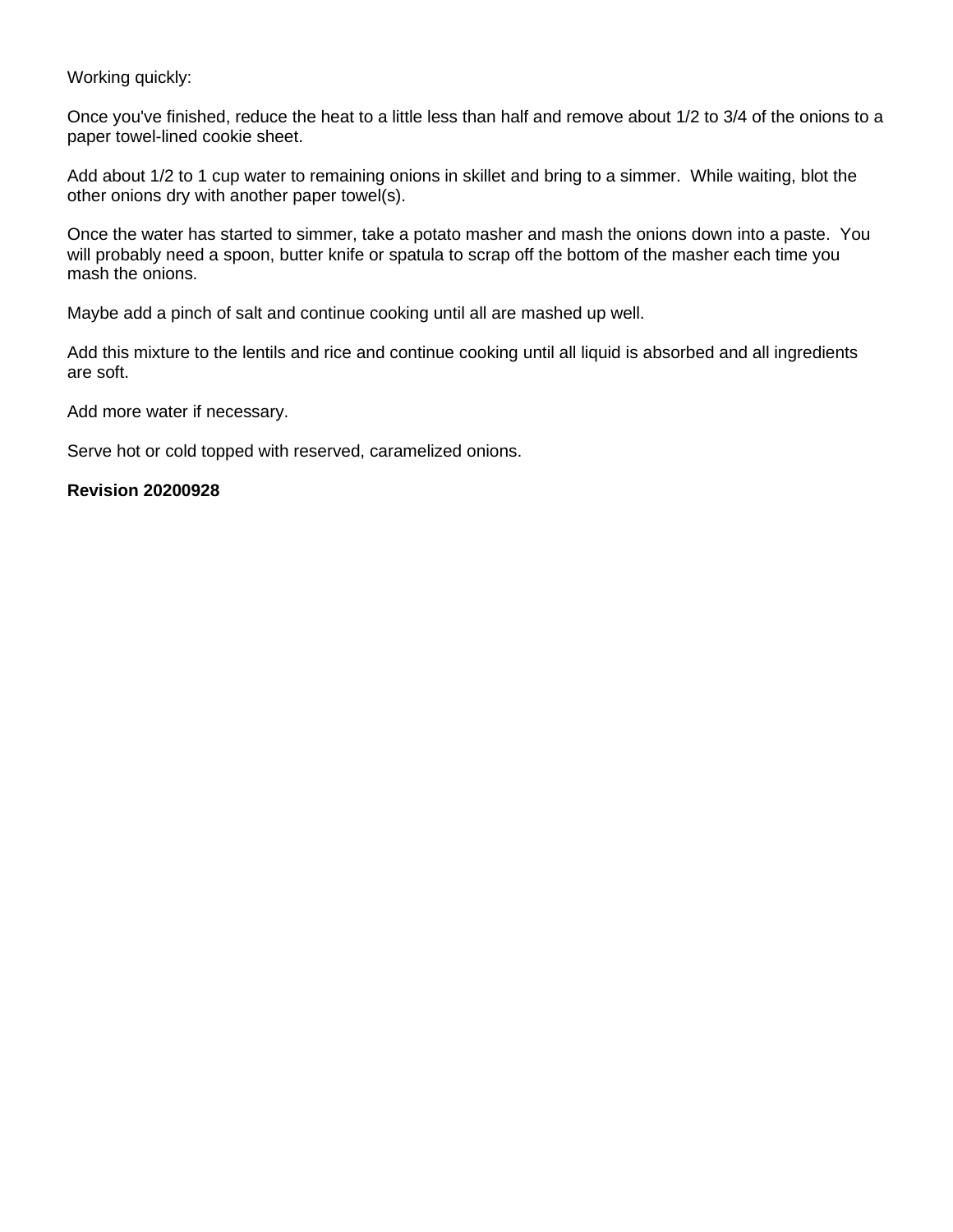Working quickly:

Once you've finished, reduce the heat to a little less than half and remove about 1/2 to 3/4 of the onions to a paper towel-lined cookie sheet.

Add about 1/2 to 1 cup water to remaining onions in skillet and bring to a simmer. While waiting, blot the other onions dry with another paper towel(s).

Once the water has started to simmer, take a potato masher and mash the onions down into a paste. You will probably need a spoon, butter knife or spatula to scrap off the bottom of the masher each time you mash the onions.

Maybe add a pinch of salt and continue cooking until all are mashed up well.

Add this mixture to the lentils and rice and continue cooking until all liquid is absorbed and all ingredients are soft.

Add more water if necessary.

Serve hot or cold topped with reserved, caramelized onions.

**Revision 20200928**